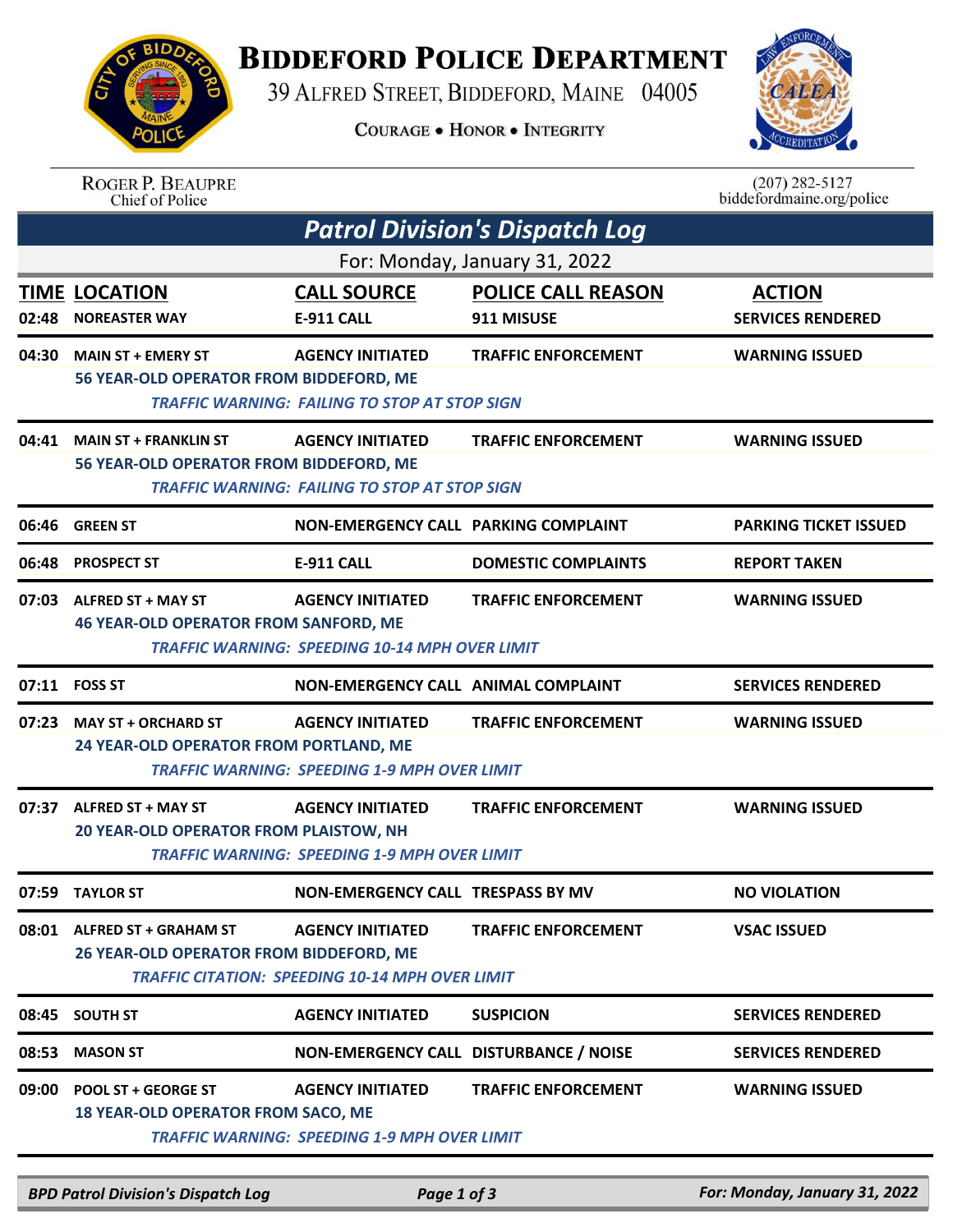# Biddeford Police Department

39 Alfred Street, Biddeford, Maine 04005

Courage • Honor • Integrity

Roger P. Beaupre
Chief of Police

(207) 282-5127
biddefordmaine.org/police

## *Patrol Division's Dispatch Log*

For: Monday, January 31, 2022

| TIME | LOCATION | CALL SOURCE | POLICE CALL REASON | ACTION |
|---|---|---|---|---|
| 02:48 | NOREASTER WAY | E-911 CALL | 911 MISUSE | SERVICES RENDERED |
| 04:30 | MAIN ST + EMERY ST | AGENCY INITIATED | TRAFFIC ENFORCEMENT | WARNING ISSUED |
| | 56 YEAR-OLD OPERATOR FROM BIDDEFORD, ME<br>*TRAFFIC WARNING: FAILING TO STOP AT STOP SIGN* | | | |
| 04:41 | MAIN ST + FRANKLIN ST | AGENCY INITIATED | TRAFFIC ENFORCEMENT | WARNING ISSUED |
| | 56 YEAR-OLD OPERATOR FROM BIDDEFORD, ME<br>*TRAFFIC WARNING: FAILING TO STOP AT STOP SIGN* | | | |
| 06:46 | GREEN ST | NON-EMERGENCY CALL | PARKING COMPLAINT | PARKING TICKET ISSUED |
| 06:48 | PROSPECT ST | E-911 CALL | DOMESTIC COMPLAINTS | REPORT TAKEN |
| 07:03 | ALFRED ST + MAY ST | AGENCY INITIATED | TRAFFIC ENFORCEMENT | WARNING ISSUED |
| | 46 YEAR-OLD OPERATOR FROM SANFORD, ME<br>*TRAFFIC WARNING: SPEEDING 10-14 MPH OVER LIMIT* | | | |
| 07:11 | FOSS ST | NON-EMERGENCY CALL | ANIMAL COMPLAINT | SERVICES RENDERED |
| 07:23 | MAY ST + ORCHARD ST | AGENCY INITIATED | TRAFFIC ENFORCEMENT | WARNING ISSUED |
| | 24 YEAR-OLD OPERATOR FROM PORTLAND, ME<br>*TRAFFIC WARNING: SPEEDING 1-9 MPH OVER LIMIT* | | | |
| 07:37 | ALFRED ST + MAY ST | AGENCY INITIATED | TRAFFIC ENFORCEMENT | WARNING ISSUED |
| | 20 YEAR-OLD OPERATOR FROM PLAISTOW, NH<br>*TRAFFIC WARNING: SPEEDING 1-9 MPH OVER LIMIT* | | | |
| 07:59 | TAYLOR ST | NON-EMERGENCY CALL | TRESPASS BY MV | NO VIOLATION |
| 08:01 | ALFRED ST + GRAHAM ST | AGENCY INITIATED | TRAFFIC ENFORCEMENT | VSAC ISSUED |
| | 26 YEAR-OLD OPERATOR FROM BIDDEFORD, ME<br>*TRAFFIC CITATION: SPEEDING 10-14 MPH OVER LIMIT* | | | |
| 08:45 | SOUTH ST | AGENCY INITIATED | SUSPICION | SERVICES RENDERED |
| 08:53 | MASON ST | NON-EMERGENCY CALL | DISTURBANCE / NOISE | SERVICES RENDERED |
| 09:00 | POOL ST + GEORGE ST | AGENCY INITIATED | TRAFFIC ENFORCEMENT | WARNING ISSUED |
| | 18 YEAR-OLD OPERATOR FROM SACO, ME<br>*TRAFFIC WARNING: SPEEDING 1-9 MPH OVER LIMIT* | | | |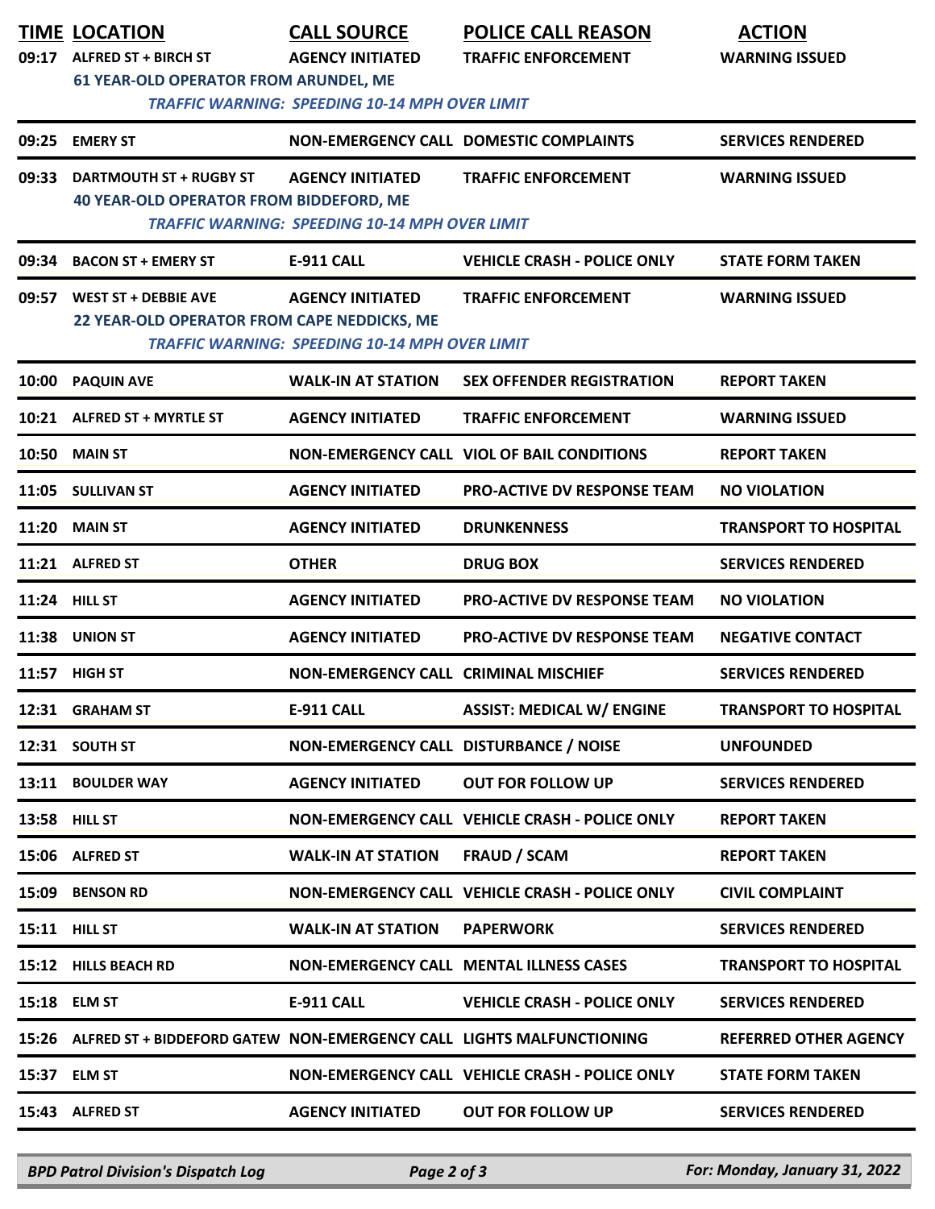| TIME | LOCATION | CALL SOURCE | POLICE CALL REASON | ACTION |
|---|---|---|---|---|
| 09:17 | ALFRED ST + BIRCH ST | AGENCY INITIATED | TRAFFIC ENFORCEMENT | WARNING ISSUED |
| | 61 YEAR-OLD OPERATOR FROM ARUNDEL, ME | | | |
| | *TRAFFIC WARNING: SPEEDING 10-14 MPH OVER LIMIT* | | | |
| 09:25 | EMERY ST | NON-EMERGENCY CALL | DOMESTIC COMPLAINTS | SERVICES RENDERED |
| 09:33 | DARTMOUTH ST + RUGBY ST | AGENCY INITIATED | TRAFFIC ENFORCEMENT | WARNING ISSUED |
| | 40 YEAR-OLD OPERATOR FROM BIDDEFORD, ME | | | |
| | *TRAFFIC WARNING: SPEEDING 10-14 MPH OVER LIMIT* | | | |
| 09:34 | BACON ST + EMERY ST | E-911 CALL | VEHICLE CRASH - POLICE ONLY | STATE FORM TAKEN |
| 09:57 | WEST ST + DEBBIE AVE | AGENCY INITIATED | TRAFFIC ENFORCEMENT | WARNING ISSUED |
| | 22 YEAR-OLD OPERATOR FROM CAPE NEDDICKS, ME | | | |
| | *TRAFFIC WARNING: SPEEDING 10-14 MPH OVER LIMIT* | | | |
| 10:00 | PAQUIN AVE | WALK-IN AT STATION | SEX OFFENDER REGISTRATION | REPORT TAKEN |
| 10:21 | ALFRED ST + MYRTLE ST | AGENCY INITIATED | TRAFFIC ENFORCEMENT | WARNING ISSUED |
| 10:50 | MAIN ST | NON-EMERGENCY CALL | VIOL OF BAIL CONDITIONS | REPORT TAKEN |
| 11:05 | SULLIVAN ST | AGENCY INITIATED | PRO-ACTIVE DV RESPONSE TEAM | NO VIOLATION |
| 11:20 | MAIN ST | AGENCY INITIATED | DRUNKENNESS | TRANSPORT TO HOSPITAL |
| 11:21 | ALFRED ST | OTHER | DRUG BOX | SERVICES RENDERED |
| 11:24 | HILL ST | AGENCY INITIATED | PRO-ACTIVE DV RESPONSE TEAM | NO VIOLATION |
| 11:38 | UNION ST | AGENCY INITIATED | PRO-ACTIVE DV RESPONSE TEAM | NEGATIVE CONTACT |
| 11:57 | HIGH ST | NON-EMERGENCY CALL | CRIMINAL MISCHIEF | SERVICES RENDERED |
| 12:31 | GRAHAM ST | E-911 CALL | ASSIST: MEDICAL W/ ENGINE | TRANSPORT TO HOSPITAL |
| 12:31 | SOUTH ST | NON-EMERGENCY CALL | DISTURBANCE / NOISE | UNFOUNDED |
| 13:11 | BOULDER WAY | AGENCY INITIATED | OUT FOR FOLLOW UP | SERVICES RENDERED |
| 13:58 | HILL ST | NON-EMERGENCY CALL | VEHICLE CRASH - POLICE ONLY | REPORT TAKEN |
| 15:06 | ALFRED ST | WALK-IN AT STATION | FRAUD / SCAM | REPORT TAKEN |
| 15:09 | BENSON RD | NON-EMERGENCY CALL | VEHICLE CRASH - POLICE ONLY | CIVIL COMPLAINT |
| 15:11 | HILL ST | WALK-IN AT STATION | PAPERWORK | SERVICES RENDERED |
| 15:12 | HILLS BEACH RD | NON-EMERGENCY CALL | MENTAL ILLNESS CASES | TRANSPORT TO HOSPITAL |
| 15:18 | ELM ST | E-911 CALL | VEHICLE CRASH - POLICE ONLY | SERVICES RENDERED |
| 15:26 | ALFRED ST + BIDDEFORD GATEW | NON-EMERGENCY CALL | LIGHTS MALFUNCTIONING | REFERRED OTHER AGENCY |
| 15:37 | ELM ST | NON-EMERGENCY CALL | VEHICLE CRASH - POLICE ONLY | STATE FORM TAKEN |
| 15:43 | ALFRED ST | AGENCY INITIATED | OUT FOR FOLLOW UP | SERVICES RENDERED |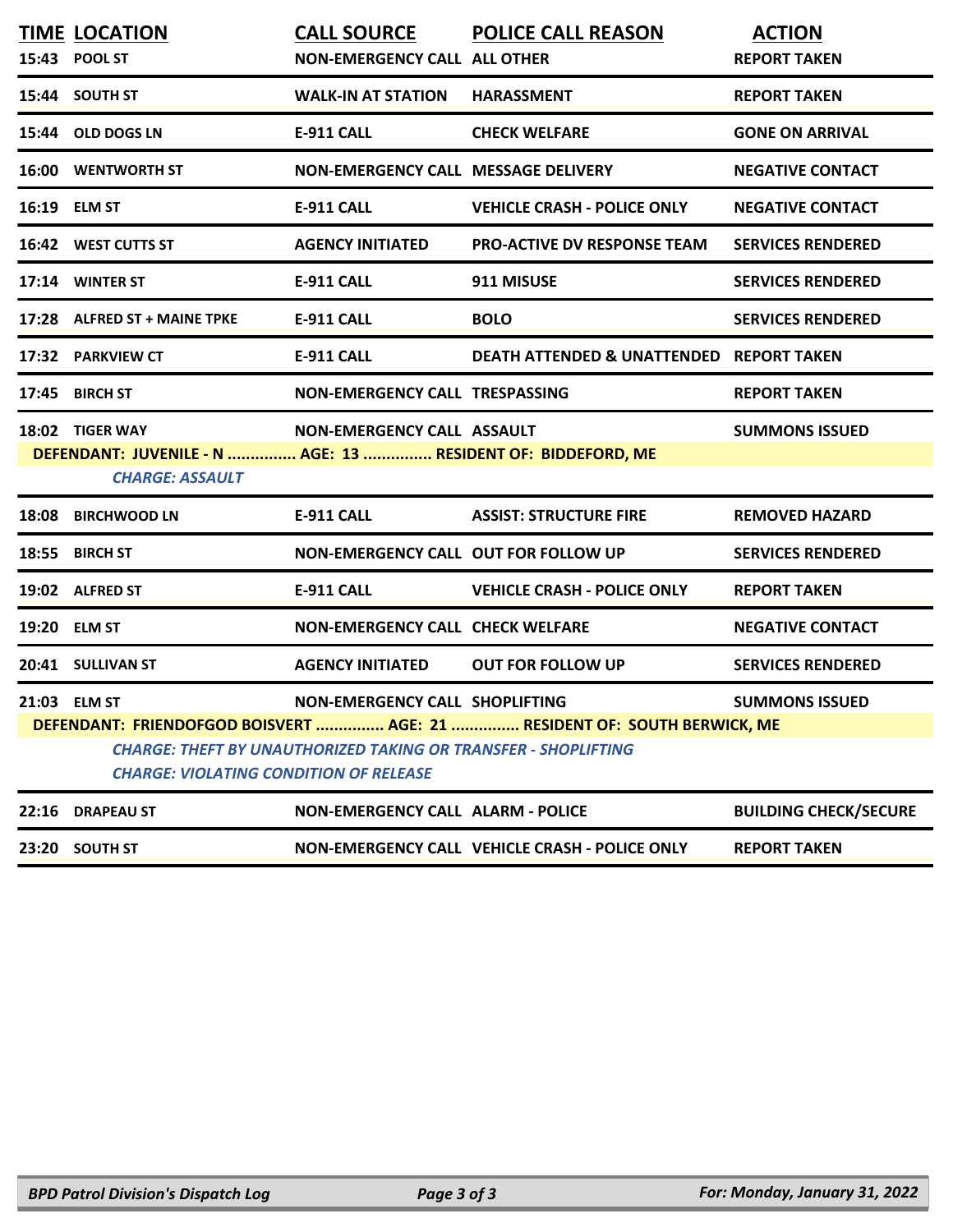| TIME | LOCATION | CALL SOURCE | POLICE CALL REASON | ACTION |
|---|---|---|---|---|
| 15:43 | POOL ST | NON-EMERGENCY CALL | ALL OTHER | REPORT TAKEN |
| 15:44 | SOUTH ST | WALK-IN AT STATION | HARASSMENT | REPORT TAKEN |
| 15:44 | OLD DOGS LN | E-911 CALL | CHECK WELFARE | GONE ON ARRIVAL |
| 16:00 | WENTWORTH ST | NON-EMERGENCY CALL | MESSAGE DELIVERY | NEGATIVE CONTACT |
| 16:19 | ELM ST | E-911 CALL | VEHICLE CRASH - POLICE ONLY | NEGATIVE CONTACT |
| 16:42 | WEST CUTTS ST | AGENCY INITIATED | PRO-ACTIVE DV RESPONSE TEAM | SERVICES RENDERED |
| 17:14 | WINTER ST | E-911 CALL | 911 MISUSE | SERVICES RENDERED |
| 17:28 | ALFRED ST + MAINE TPKE | E-911 CALL | BOLO | SERVICES RENDERED |
| 17:32 | PARKVIEW CT | E-911 CALL | DEATH ATTENDED & UNATTENDED | REPORT TAKEN |
| 17:45 | BIRCH ST | NON-EMERGENCY CALL | TRESPASSING | REPORT TAKEN |
| 18:02 | TIGER WAY | NON-EMERGENCY CALL | ASSAULT | SUMMONS ISSUED |

**DEFENDANT: JUVENILE - N ............... AGE: 13 ............... RESIDENT OF: BIDDEFORD, ME**

*CHARGE: ASSAULT*

| TIME | LOCATION | CALL SOURCE | POLICE CALL REASON | ACTION |
|---|---|---|---|---|
| 18:08 | BIRCHWOOD LN | E-911 CALL | ASSIST: STRUCTURE FIRE | REMOVED HAZARD |
| 18:55 | BIRCH ST | NON-EMERGENCY CALL | OUT FOR FOLLOW UP | SERVICES RENDERED |
| 19:02 | ALFRED ST | E-911 CALL | VEHICLE CRASH - POLICE ONLY | REPORT TAKEN |
| 19:20 | ELM ST | NON-EMERGENCY CALL | CHECK WELFARE | NEGATIVE CONTACT |
| 20:41 | SULLIVAN ST | AGENCY INITIATED | OUT FOR FOLLOW UP | SERVICES RENDERED |
| 21:03 | ELM ST | NON-EMERGENCY CALL | SHOPLIFTING | SUMMONS ISSUED |

**DEFENDANT: FRIENDOFGOD BOISVERT ............... AGE: 21 ............... RESIDENT OF: SOUTH BERWICK, ME**

*CHARGE: THEFT BY UNAUTHORIZED TAKING OR TRANSFER - SHOPLIFTING*
*CHARGE: VIOLATING CONDITION OF RELEASE*

| TIME | LOCATION | CALL SOURCE | POLICE CALL REASON | ACTION |
|---|---|---|---|---|
| 22:16 | DRAPEAU ST | NON-EMERGENCY CALL | ALARM - POLICE | BUILDING CHECK/SECURE |
| 23:20 | SOUTH ST | NON-EMERGENCY CALL | VEHICLE CRASH - POLICE ONLY | REPORT TAKEN |